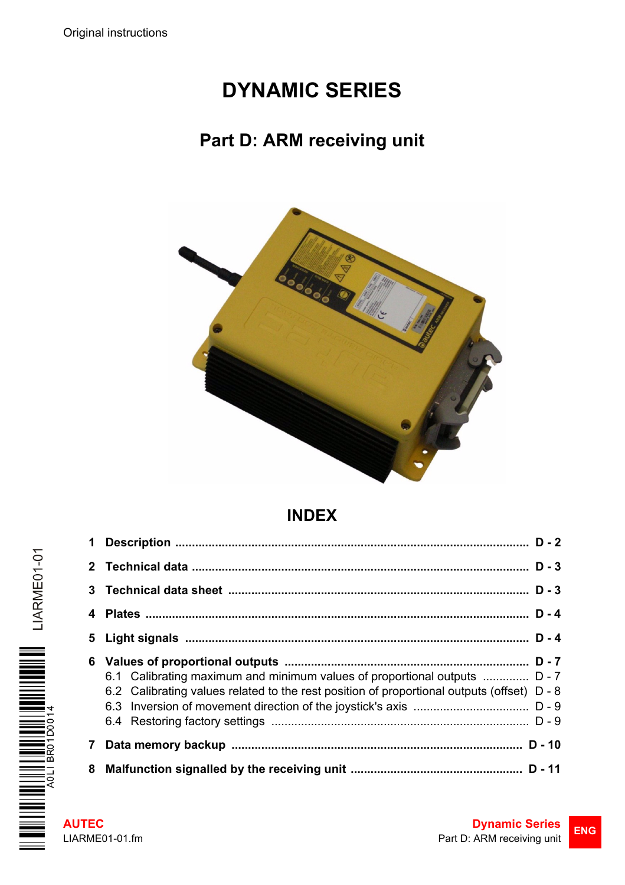Original instructions

# DYNAMIC SERIES

## Part D: ARM receiving unit

## INDEX

| | | |
|---|---|---|
| **1** | **Description** | **D - 2** |
| **2** | **Technical data** | **D - 3** |
| **3** | **Technical data sheet** | **D - 3** |
| **4** | **Plates** | **D - 4** |
| **5** | **Light signals** | **D - 4** |
| **6** | **Values of proportional outputs** | **D - 7** |
| | 6.1 Calibrating maximum and minimum values of proportional outputs | D - 7 |
| | 6.2 Calibrating values related to the rest position of proportional outputs (offset) | D - 8 |
| | 6.3 Inversion of movement direction of the joystick's axis | D - 9 |
| | 6.4 Restoring factory settings | D - 9 |
| **7** | **Data memory backup** | **D - 10** |
| **8** | **Malfunction signalled by the receiving unit** | **D - 11** |

LIARME01-01

A0LIBR01D0014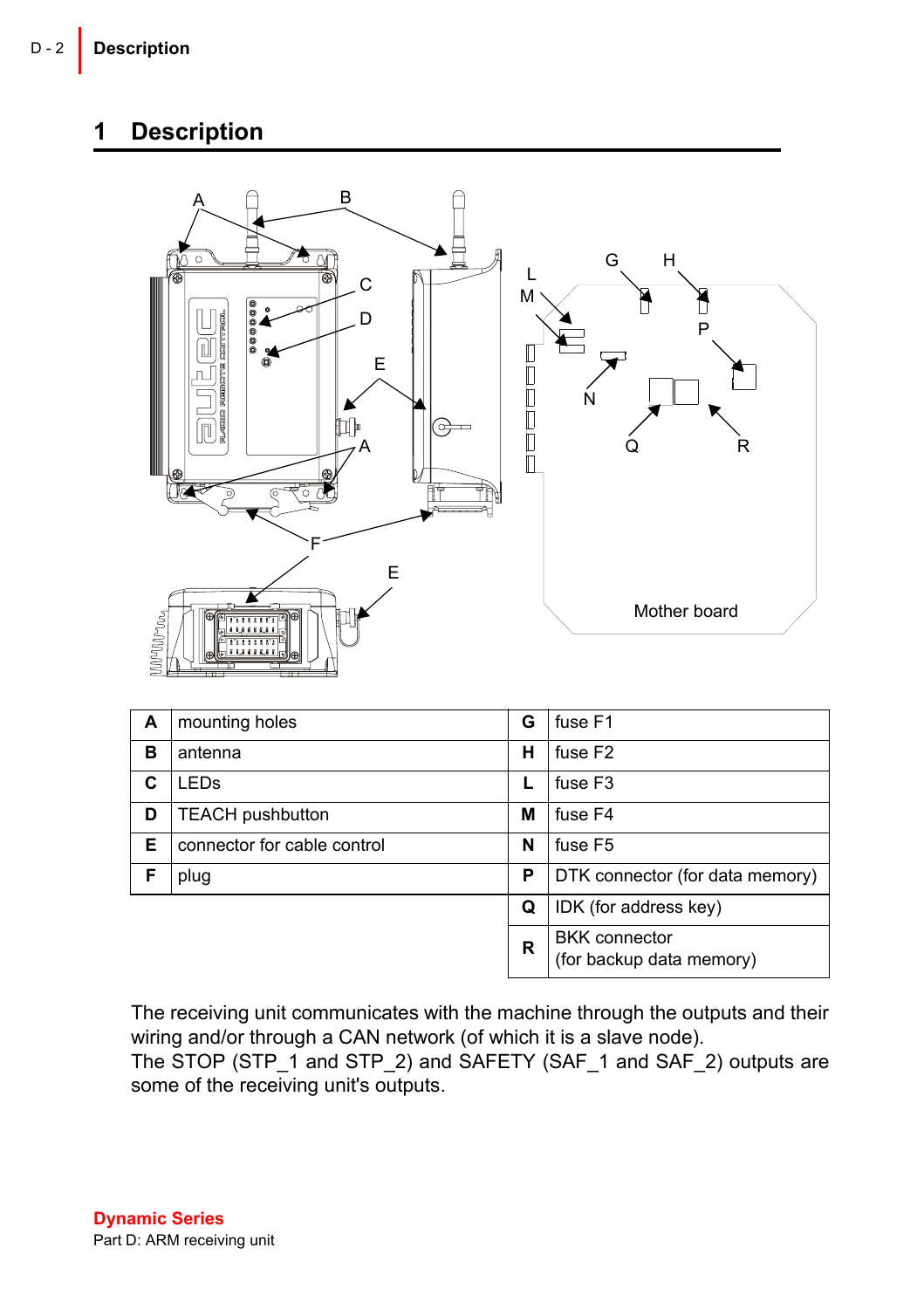# 1 Description

| | | | | |
|---|---|---|---|---|
| **A** | mounting holes | | **G** | fuse F1 |
| **B** | antenna | | **H** | fuse F2 |
| **C** | LEDs | | **L** | fuse F3 |
| **D** | TEACH pushbutton | | **M** | fuse F4 |
| **E** | connector for cable control | | **N** | fuse F5 |
| **F** | plug | | **P** | DTK connector (for data memory) |
| | | | **Q** | IDK (for address key) |
| | | | **R** | BKK connector (for backup data memory) |

The receiving unit communicates with the machine through the outputs and their wiring and/or through a CAN network (of which it is a slave node).
The STOP (STP_1 and STP_2) and SAFETY (SAF_1 and SAF_2) outputs are some of the receiving unit's outputs.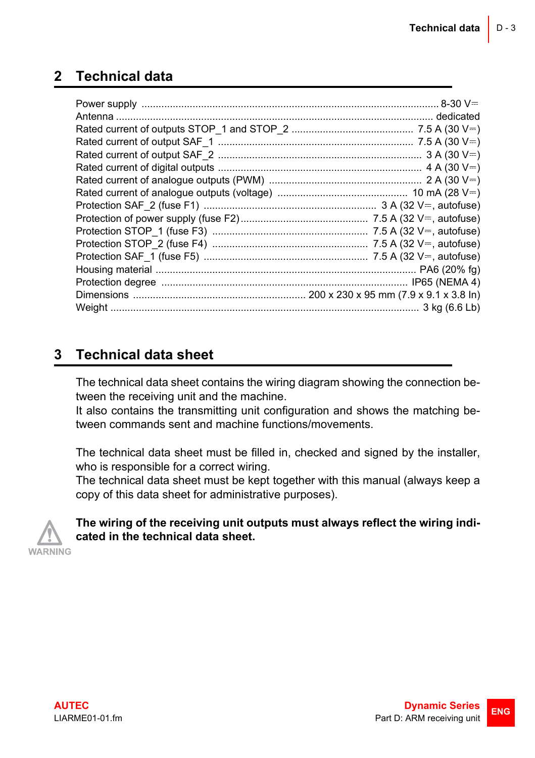## 2 Technical data

| | |
|---|---|
| Power supply | 8-30 V⎓ |
| Antenna | dedicated |
| Rated current of outputs STOP_1 and STOP_2 | 7.5 A (30 V⎓) |
| Rated current of output SAF_1 | 7.5 A (30 V⎓) |
| Rated current of output SAF_2 | 3 A (30 V⎓) |
| Rated current of digital outputs | 4 A (30 V⎓) |
| Rated current of analogue outputs (PWM) | 2 A (30 V⎓) |
| Rated current of analogue outputs (voltage) | 10 mA (28 V⎓) |
| Protection SAF_2 (fuse F1) | 3 A (32 V⎓, autofuse) |
| Protection of power supply (fuse F2) | 7.5 A (32 V⎓, autofuse) |
| Protection STOP_1 (fuse F3) | 7.5 A (32 V⎓, autofuse) |
| Protection STOP_2 (fuse F4) | 7.5 A (32 V⎓, autofuse) |
| Protection SAF_1 (fuse F5) | 7.5 A (32 V⎓, autofuse) |
| Housing material | PA6 (20% fg) |
| Protection degree | IP65 (NEMA 4) |
| Dimensions | 200 x 230 x 95 mm (7.9 x 9.1 x 3.8 In) |
| Weight | 3 kg (6.6 Lb) |

## 3 Technical data sheet

The technical data sheet contains the wiring diagram showing the connection between the receiving unit and the machine.
It also contains the transmitting unit configuration and shows the matching between commands sent and machine functions/movements.

The technical data sheet must be filled in, checked and signed by the installer, who is responsible for a correct wiring.
The technical data sheet must be kept together with this manual (always keep a copy of this data sheet for administrative purposes).

WARNING

**The wiring of the receiving unit outputs must always reflect the wiring indicated in the technical data sheet.**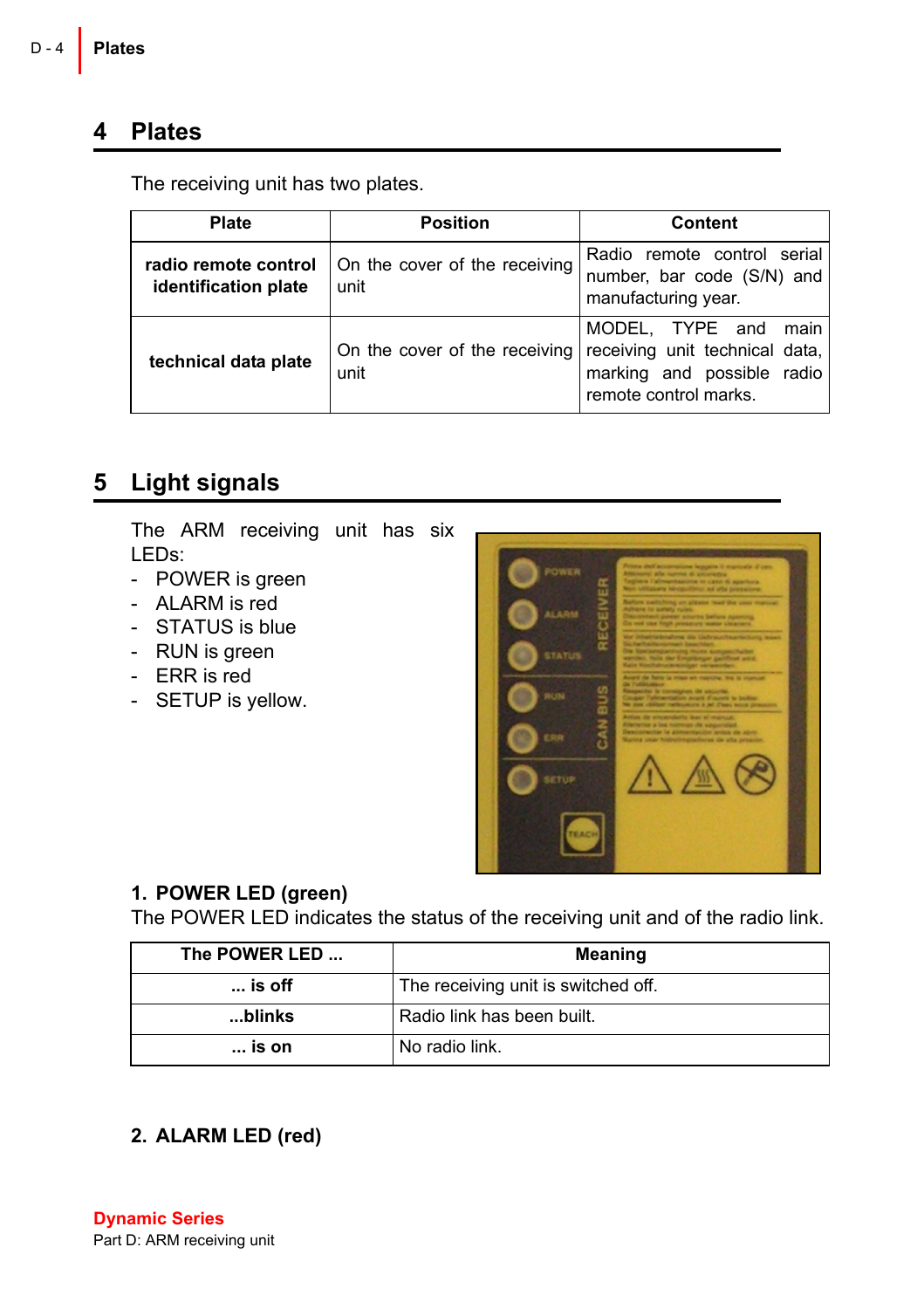# 4 Plates

The receiving unit has two plates.

| Plate | Position | Content |
|---|---|---|
| **radio remote control identification plate** | On the cover of the receiving unit | Radio remote control serial number, bar code (S/N) and manufacturing year. |
| **technical data plate** | On the cover of the receiving unit | MODEL, TYPE and main receiving unit technical data, marking and possible radio remote control marks. |

# 5 Light signals

The ARM receiving unit has six LEDs:

- POWER is green
- ALARM is red
- STATUS is blue
- RUN is green
- ERR is red
- SETUP is yellow.

### 1. POWER LED (green)

The POWER LED indicates the status of the receiving unit and of the radio link.

| The POWER LED ... | Meaning |
|---|---|
| **... is off** | The receiving unit is switched off. |
| **...blinks** | Radio link has been built. |
| **... is on** | No radio link. |

### 2. ALARM LED (red)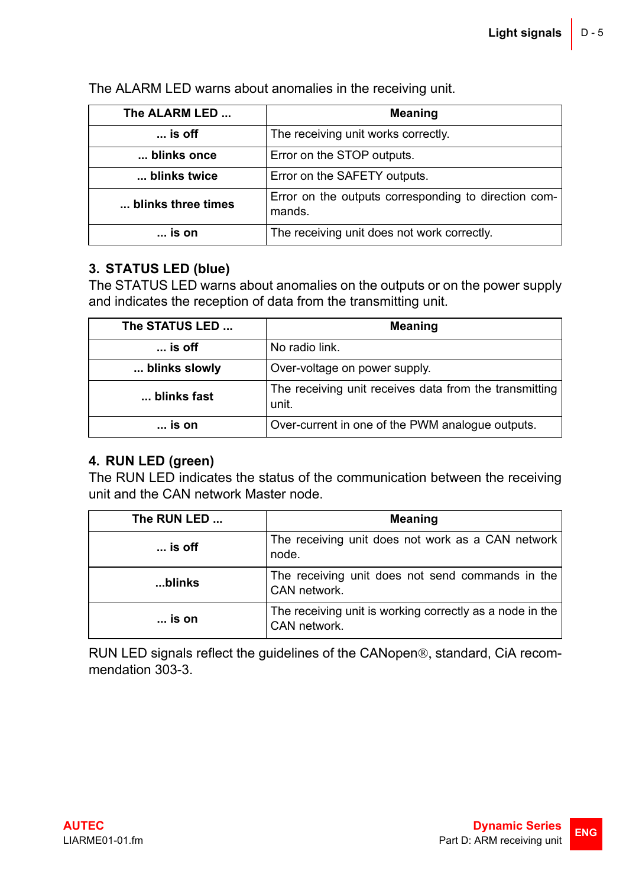The ALARM LED warns about anomalies in the receiving unit.

| The ALARM LED ... | Meaning |
|---|---|
| ... is off | The receiving unit works correctly. |
| ... blinks once | Error on the STOP outputs. |
| ... blinks twice | Error on the SAFETY outputs. |
| ... blinks three times | Error on the outputs corresponding to direction commands. |
| ... is on | The receiving unit does not work correctly. |

### 3. STATUS LED (blue)

The STATUS LED warns about anomalies on the outputs or on the power supply and indicates the reception of data from the transmitting unit.

| The STATUS LED ... | Meaning |
|---|---|
| ... is off | No radio link. |
| ... blinks slowly | Over-voltage on power supply. |
| ... blinks fast | The receiving unit receives data from the transmitting unit. |
| ... is on | Over-current in one of the PWM analogue outputs. |

### 4. RUN LED (green)

The RUN LED indicates the status of the communication between the receiving unit and the CAN network Master node.

| The RUN LED ... | Meaning |
|---|---|
| ... is off | The receiving unit does not work as a CAN network node. |
| ...blinks | The receiving unit does not send commands in the CAN network. |
| ... is on | The receiving unit is working correctly as a node in the CAN network. |

RUN LED signals reflect the guidelines of the CANopen®, standard, CiA recommendation 303-3.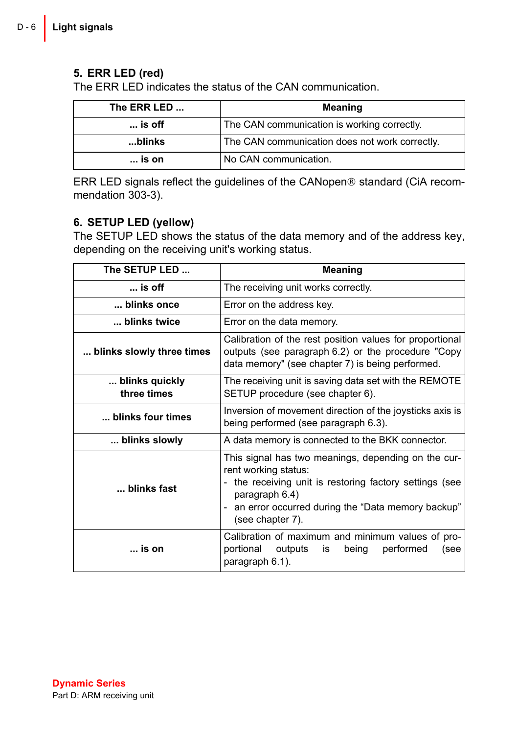### 5. ERR LED (red)

The ERR LED indicates the status of the CAN communication.

| The ERR LED ... | Meaning |
|---|---|
| **... is off** | The CAN communication is working correctly. |
| **...blinks** | The CAN communication does not work correctly. |
| **... is on** | No CAN communication. |

ERR LED signals reflect the guidelines of the CANopen® standard (CiA recommendation 303-3).

### 6. SETUP LED (yellow)

The SETUP LED shows the status of the data memory and of the address key, depending on the receiving unit's working status.

| The SETUP LED ... | Meaning |
|---|---|
| **... is off** | The receiving unit works correctly. |
| **... blinks once** | Error on the address key. |
| **... blinks twice** | Error on the data memory. |
| **... blinks slowly three times** | Calibration of the rest position values for proportional outputs (see paragraph 6.2) or the procedure "Copy data memory" (see chapter 7) is being performed. |
| **... blinks quickly three times** | The receiving unit is saving data set with the REMOTE SETUP procedure (see chapter 6). |
| **... blinks four times** | Inversion of movement direction of the joysticks axis is being performed (see paragraph 6.3). |
| **... blinks slowly** | A data memory is connected to the BKK connector. |
| **... blinks fast** | This signal has two meanings, depending on the current working status:<br>- the receiving unit is restoring factory settings (see paragraph 6.4)<br>- an error occurred during the “Data memory backup” (see chapter 7). |
| **... is on** | Calibration of maximum and minimum values of proportional outputs is being performed (see paragraph 6.1). |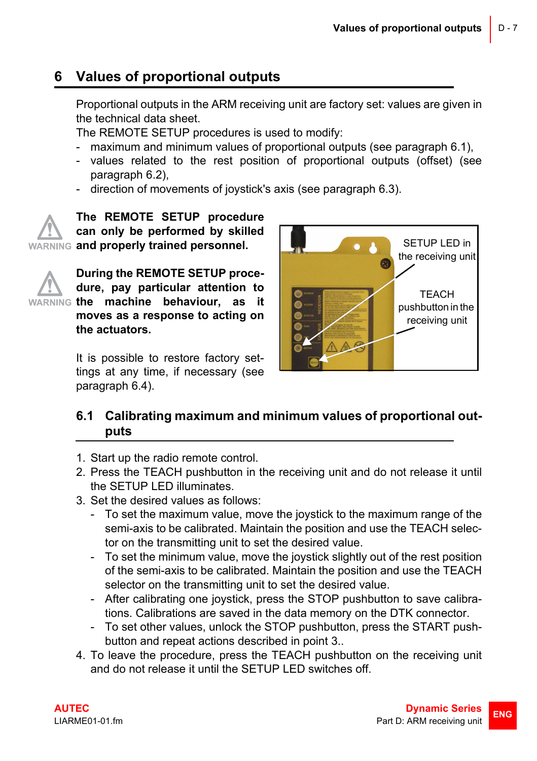# 6 Values of proportional outputs

Proportional outputs in the ARM receiving unit are factory set: values are given in the technical data sheet.

The REMOTE SETUP procedures is used to modify:

- maximum and minimum values of proportional outputs (see paragraph 6.1),
- values related to the rest position of proportional outputs (offset) (see paragraph 6.2),
- direction of movements of joystick's axis (see paragraph 6.3).

WARNING **The REMOTE SETUP procedure can only be performed by skilled and properly trained personnel.**

WARNING **During the REMOTE SETUP procedure, pay particular attention to the machine behaviour, as it moves as a response to acting on the actuators.**

It is possible to restore factory settings at any time, if necessary (see paragraph 6.4).

SETUP LED in the receiving unit

TEACH pushbutton in the receiving unit

## 6.1 Calibrating maximum and minimum values of proportional outputs

1. Start up the radio remote control.
2. Press the TEACH pushbutton in the receiving unit and do not release it until the SETUP LED illuminates.
3. Set the desired values as follows:
   - To set the maximum value, move the joystick to the maximum range of the semi-axis to be calibrated. Maintain the position and use the TEACH selector on the transmitting unit to set the desired value.
   - To set the minimum value, move the joystick slightly out of the rest position of the semi-axis to be calibrated. Maintain the position and use the TEACH selector on the transmitting unit to set the desired value.
   - After calibrating one joystick, press the STOP pushbutton to save calibrations. Calibrations are saved in the data memory on the DTK connector.
   - To set other values, unlock the STOP pushbutton, press the START pushbutton and repeat actions described in point 3..
4. To leave the procedure, press the TEACH pushbutton on the receiving unit and do not release it until the SETUP LED switches off.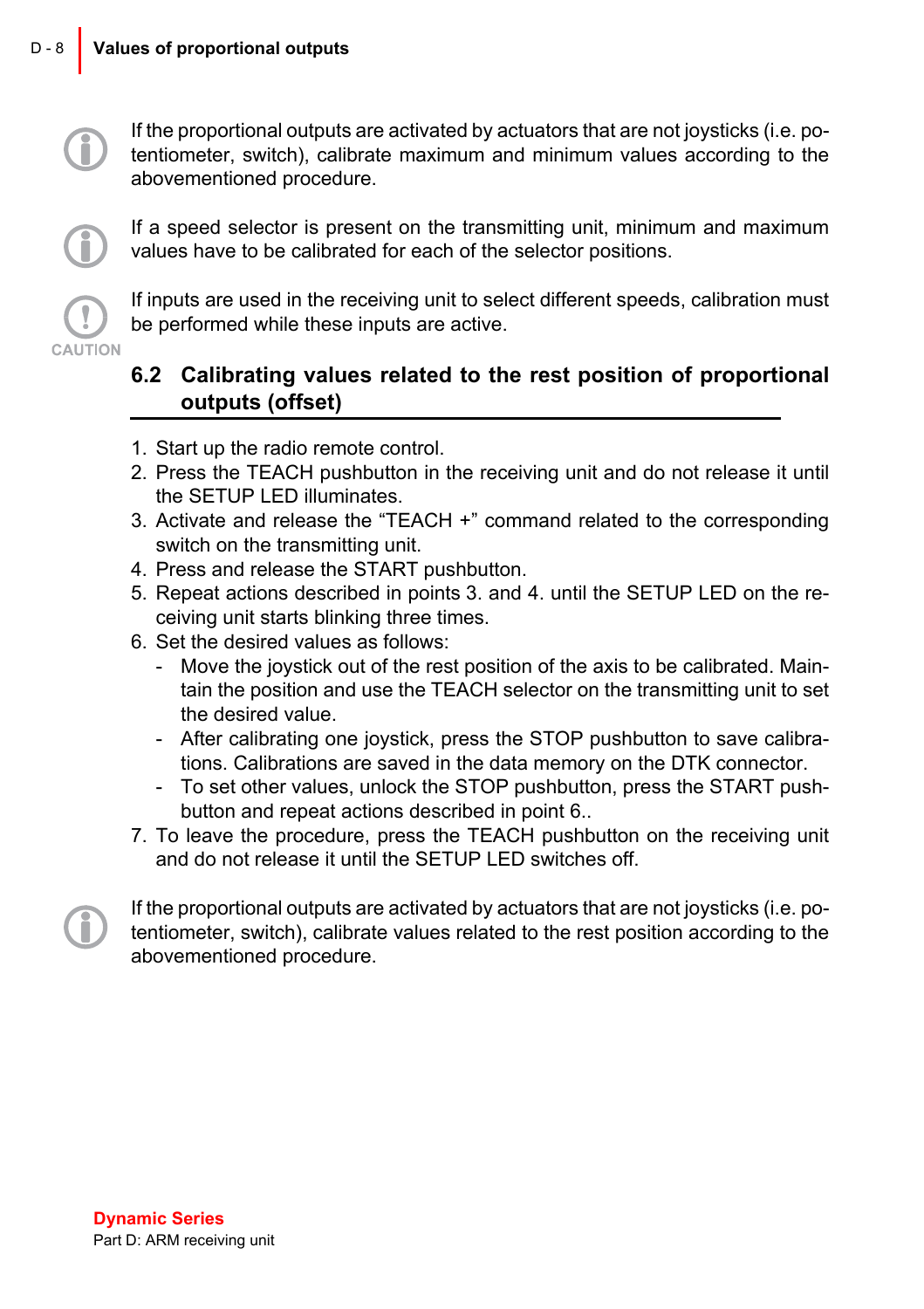If the proportional outputs are activated by actuators that are not joysticks (i.e. potentiometer, switch), calibrate maximum and minimum values according to the abovementioned procedure.

If a speed selector is present on the transmitting unit, minimum and maximum values have to be calibrated for each of the selector positions.

CAUTION

If inputs are used in the receiving unit to select different speeds, calibration must be performed while these inputs are active.

## 6.2 Calibrating values related to the rest position of proportional outputs (offset)

1. Start up the radio remote control.
2. Press the TEACH pushbutton in the receiving unit and do not release it until the SETUP LED illuminates.
3. Activate and release the “TEACH +” command related to the corresponding switch on the transmitting unit.
4. Press and release the START pushbutton.
5. Repeat actions described in points 3. and 4. until the SETUP LED on the receiving unit starts blinking three times.
6. Set the desired values as follows:
   - Move the joystick out of the rest position of the axis to be calibrated. Maintain the position and use the TEACH selector on the transmitting unit to set the desired value.
   - After calibrating one joystick, press the STOP pushbutton to save calibrations. Calibrations are saved in the data memory on the DTK connector.
   - To set other values, unlock the STOP pushbutton, press the START pushbutton and repeat actions described in point 6..
7. To leave the procedure, press the TEACH pushbutton on the receiving unit and do not release it until the SETUP LED switches off.

If the proportional outputs are activated by actuators that are not joysticks (i.e. potentiometer, switch), calibrate values related to the rest position according to the abovementioned procedure.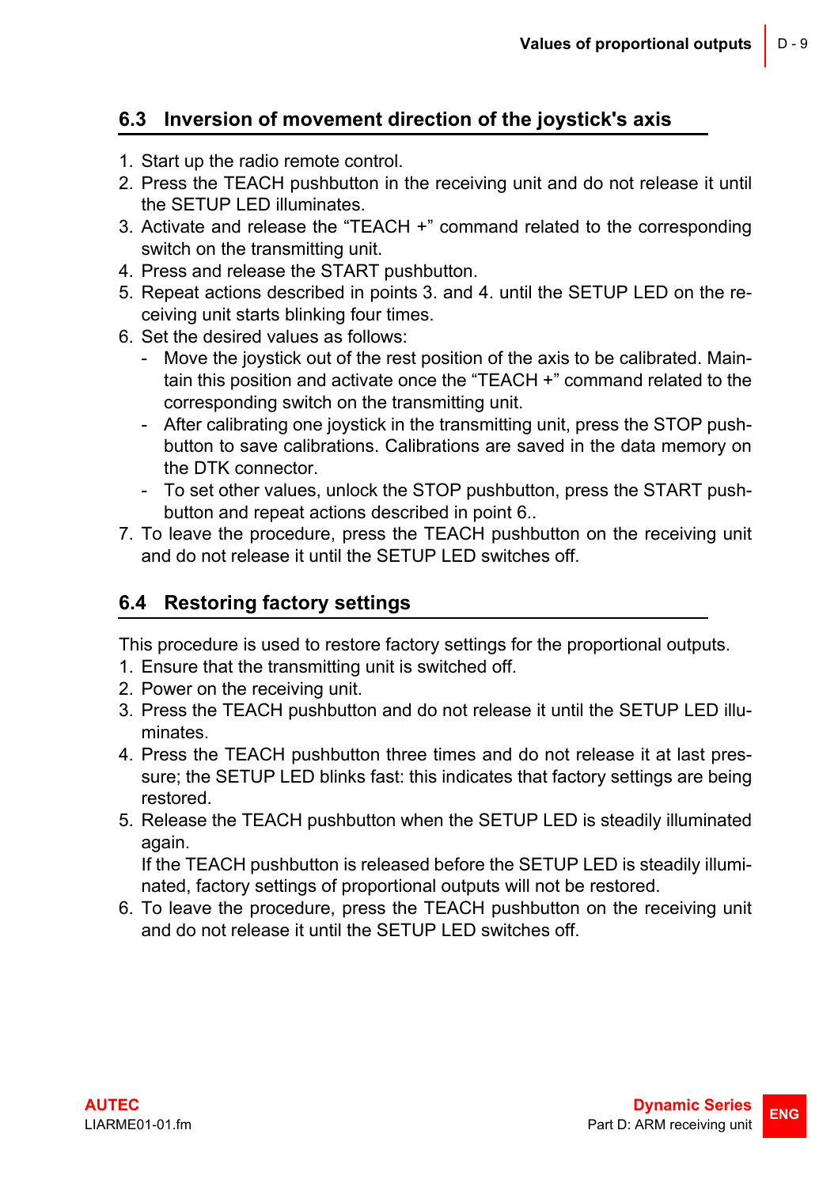## 6.3 Inversion of movement direction of the joystick's axis

1. Start up the radio remote control.
2. Press the TEACH pushbutton in the receiving unit and do not release it until the SETUP LED illuminates.
3. Activate and release the “TEACH +” command related to the corresponding switch on the transmitting unit.
4. Press and release the START pushbutton.
5. Repeat actions described in points 3. and 4. until the SETUP LED on the receiving unit starts blinking four times.
6. Set the desired values as follows:
   - Move the joystick out of the rest position of the axis to be calibrated. Maintain this position and activate once the “TEACH +” command related to the corresponding switch on the transmitting unit.
   - After calibrating one joystick in the transmitting unit, press the STOP pushbutton to save calibrations. Calibrations are saved in the data memory on the DTK connector.
   - To set other values, unlock the STOP pushbutton, press the START pushbutton and repeat actions described in point 6..
7. To leave the procedure, press the TEACH pushbutton on the receiving unit and do not release it until the SETUP LED switches off.

## 6.4 Restoring factory settings

This procedure is used to restore factory settings for the proportional outputs.

1. Ensure that the transmitting unit is switched off.
2. Power on the receiving unit.
3. Press the TEACH pushbutton and do not release it until the SETUP LED illuminates.
4. Press the TEACH pushbutton three times and do not release it at last pressure; the SETUP LED blinks fast: this indicates that factory settings are being restored.
5. Release the TEACH pushbutton when the SETUP LED is steadily illuminated again.
   If the TEACH pushbutton is released before the SETUP LED is steadily illuminated, factory settings of proportional outputs will not be restored.
6. To leave the procedure, press the TEACH pushbutton on the receiving unit and do not release it until the SETUP LED switches off.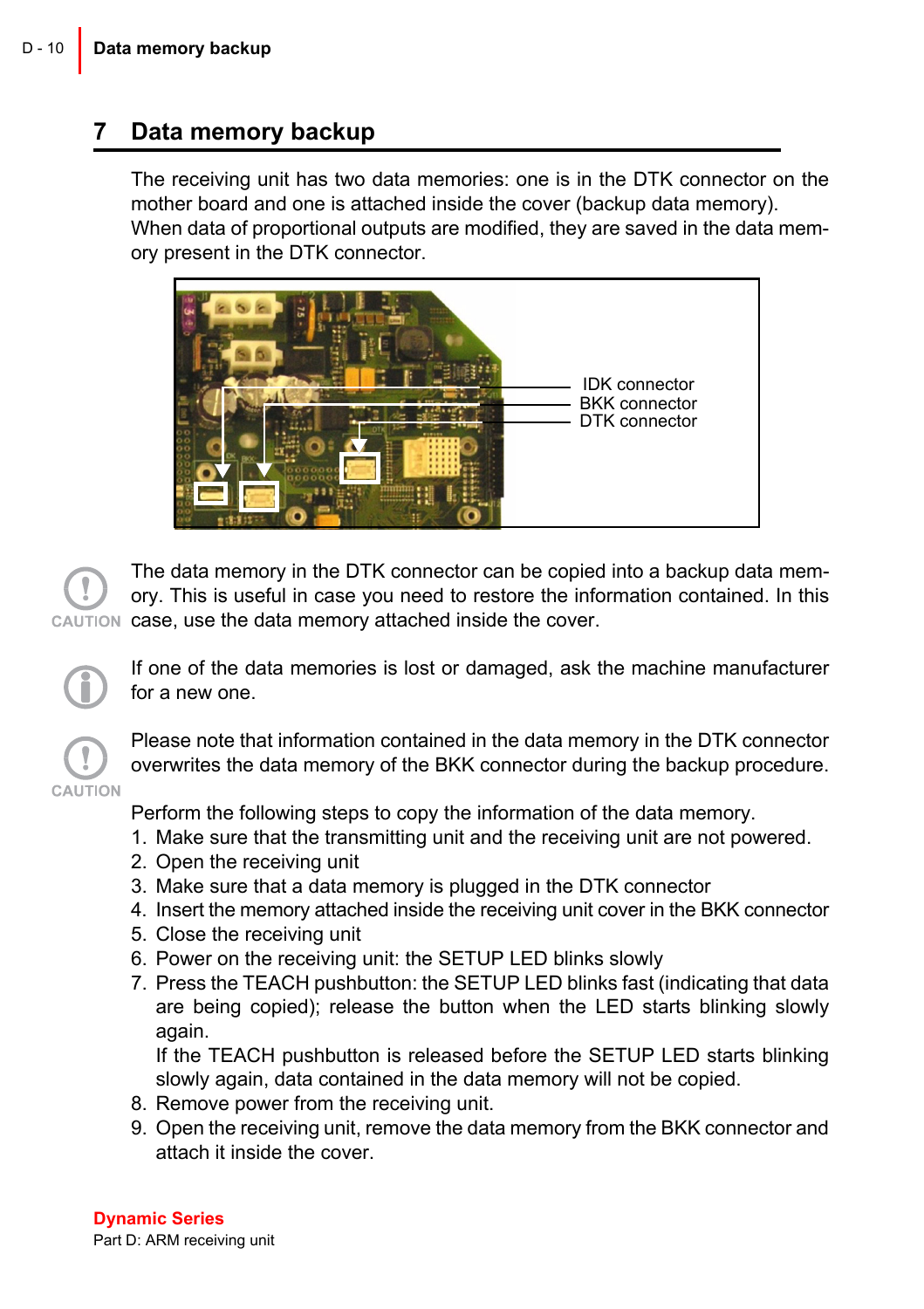## 7 Data memory backup

The receiving unit has two data memories: one is in the DTK connector on the mother board and one is attached inside the cover (backup data memory). When data of proportional outputs are modified, they are saved in the data memory present in the DTK connector.

IDK connector
BKK connector
DTK connector

CAUTION

The data memory in the DTK connector can be copied into a backup data memory. This is useful in case you need to restore the information contained. In this case, use the data memory attached inside the cover.

If one of the data memories is lost or damaged, ask the machine manufacturer for a new one.

CAUTION

Please note that information contained in the data memory in the DTK connector overwrites the data memory of the BKK connector during the backup procedure.

Perform the following steps to copy the information of the data memory.

1. Make sure that the transmitting unit and the receiving unit are not powered.
2. Open the receiving unit
3. Make sure that a data memory is plugged in the DTK connector
4. Insert the memory attached inside the receiving unit cover in the BKK connector
5. Close the receiving unit
6. Power on the receiving unit: the SETUP LED blinks slowly
7. Press the TEACH pushbutton: the SETUP LED blinks fast (indicating that data are being copied); release the button when the LED starts blinking slowly again.
   If the TEACH pushbutton is released before the SETUP LED starts blinking slowly again, data contained in the data memory will not be copied.
8. Remove power from the receiving unit.
9. Open the receiving unit, remove the data memory from the BKK connector and attach it inside the cover.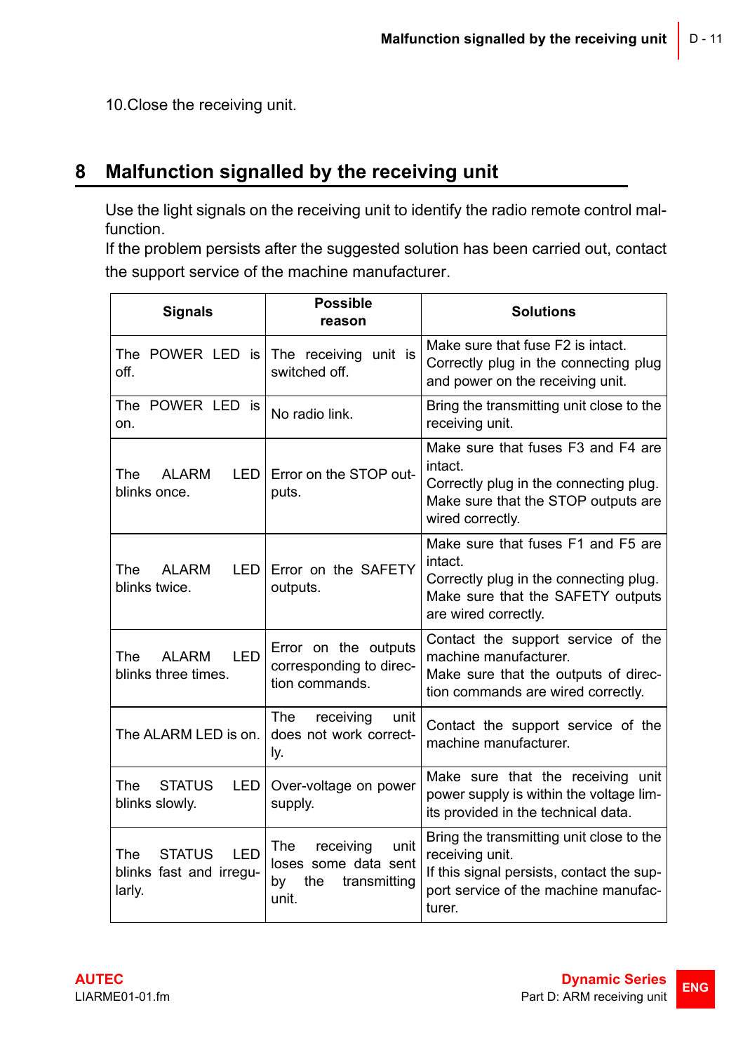10.Close the receiving unit.

# 8 Malfunction signalled by the receiving unit

Use the light signals on the receiving unit to identify the radio remote control malfunction.
If the problem persists after the suggested solution has been carried out, contact the support service of the machine manufacturer.

| Signals | Possible reason | Solutions |
|---|---|---|
| The POWER LED is off. | The receiving unit is switched off. | Make sure that fuse F2 is intact. Correctly plug in the connecting plug and power on the receiving unit. |
| The POWER LED is on. | No radio link. | Bring the transmitting unit close to the receiving unit. |
| The ALARM LED blinks once. | Error on the STOP outputs. | Make sure that fuses F3 and F4 are intact. Correctly plug in the connecting plug. Make sure that the STOP outputs are wired correctly. |
| The ALARM LED blinks twice. | Error on the SAFETY outputs. | Make sure that fuses F1 and F5 are intact. Correctly plug in the connecting plug. Make sure that the SAFETY outputs are wired correctly. |
| The ALARM LED blinks three times. | Error on the outputs corresponding to direction commands. | Contact the support service of the machine manufacturer. Make sure that the outputs of direction commands are wired correctly. |
| The ALARM LED is on. | The receiving unit does not work correctly. | Contact the support service of the machine manufacturer. |
| The STATUS LED blinks slowly. | Over-voltage on power supply. | Make sure that the receiving unit power supply is within the voltage limits provided in the technical data. |
| The STATUS LED blinks fast and irregularly. | The receiving unit loses some data sent by the transmitting unit. | Bring the transmitting unit close to the receiving unit. If this signal persists, contact the support service of the machine manufacturer. |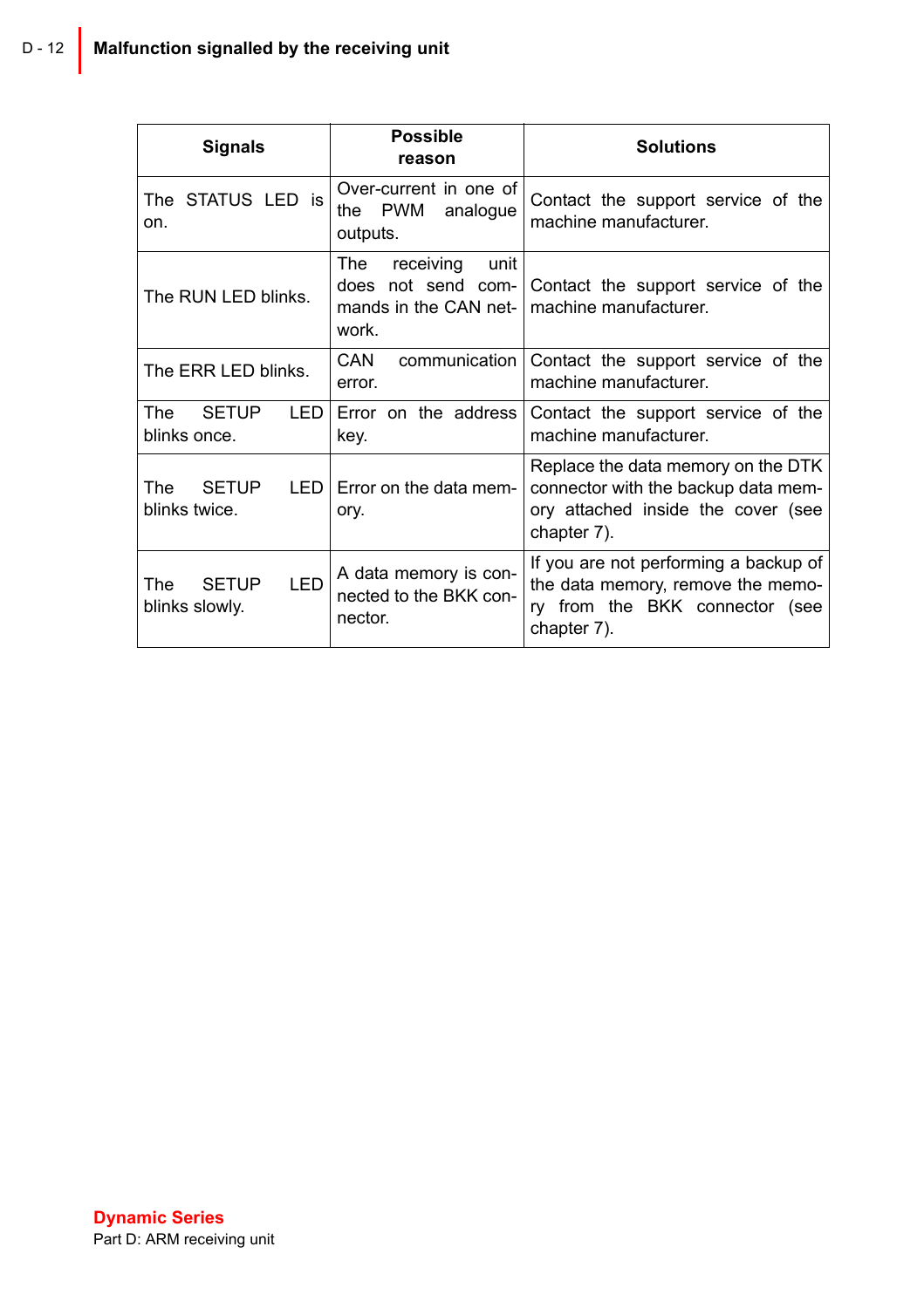## Malfunction signalled by the receiving unit

| Signals | Possible reason | Solutions |
|---|---|---|
| The STATUS LED is on. | Over-current in one of the PWM analogue outputs. | Contact the support service of the machine manufacturer. |
| The RUN LED blinks. | The receiving unit does not send commands in the CAN network. | Contact the support service of the machine manufacturer. |
| The ERR LED blinks. | CAN communication error. | Contact the support service of the machine manufacturer. |
| The SETUP LED blinks once. | Error on the address key. | Contact the support service of the machine manufacturer. |
| The SETUP LED blinks twice. | Error on the data memory. | Replace the data memory on the DTK connector with the backup data memory attached inside the cover (see chapter 7). |
| The SETUP LED blinks slowly. | A data memory is connected to the BKK connector. | If you are not performing a backup of the data memory, remove the memory from the BKK connector (see chapter 7). |